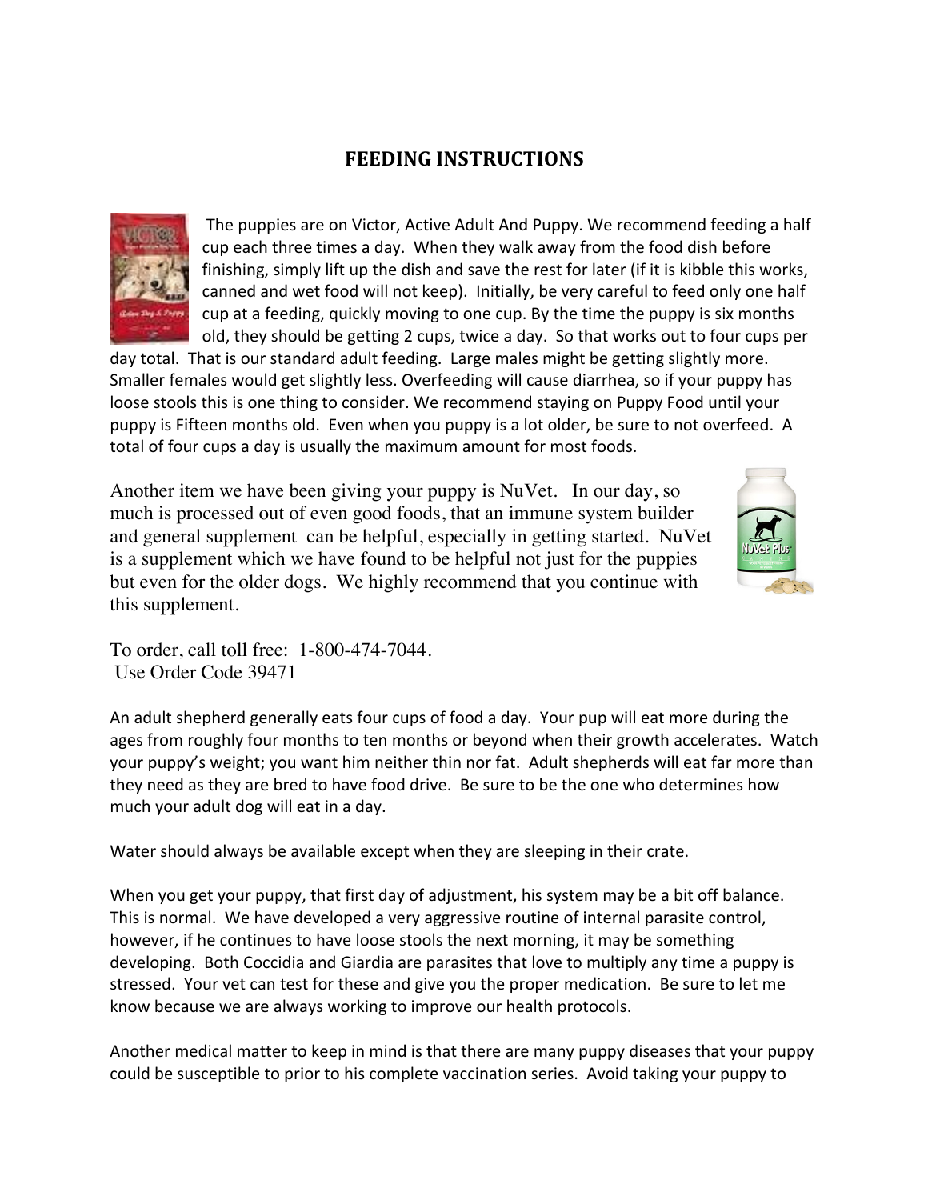# FEEDING INSTRUCTIONS

The puppies are on Victor, Active Adult And Puppy. We recommend feeding a half cup each three times a day. When they walk away from the food dish before finishing, simply lift up the dish and save the rest for later (if it is kibble this works, canned and wet food will not keep). Initially, be very careful to feed only one half cup at a feeding, quickly moving to one cup. By the time the puppy is six months old, they should be getting 2 cups, twice a day. So that works out to four cups per day total. That is our standard adult feeding. Large males might be getting slightly more. Smaller females would get slightly less. Overfeeding will cause diarrhea, so if your puppy has loose stools this is one thing to consider. We recommend staying on Puppy Food until your puppy is Fifteen months old. Even when you puppy is a lot older, be sure to not overfeed. A total of four cups a day is usually the maximum amount for most foods.

Another item we have been giving your puppy is NuVet. In our day, so much is processed out of even good foods, that an immune system builder and general supplement can be helpful, especially in getting started. NuVet is a supplement which we have found to be helpful not just for the puppies but even for the older dogs. We highly recommend that you continue with this supplement.

To order, call toll free: 1-800-474-7044.
Use Order Code 39471

An adult shepherd generally eats four cups of food a day. Your pup will eat more during the ages from roughly four months to ten months or beyond when their growth accelerates. Watch your puppy's weight; you want him neither thin nor fat. Adult shepherds will eat far more than they need as they are bred to have food drive. Be sure to be the one who determines how much your adult dog will eat in a day.

Water should always be available except when they are sleeping in their crate.

When you get your puppy, that first day of adjustment, his system may be a bit off balance. This is normal. We have developed a very aggressive routine of internal parasite control, however, if he continues to have loose stools the next morning, it may be something developing. Both Coccidia and Giardia are parasites that love to multiply any time a puppy is stressed. Your vet can test for these and give you the proper medication. Be sure to let me know because we are always working to improve our health protocols.

Another medical matter to keep in mind is that there are many puppy diseases that your puppy could be susceptible to prior to his complete vaccination series. Avoid taking your puppy to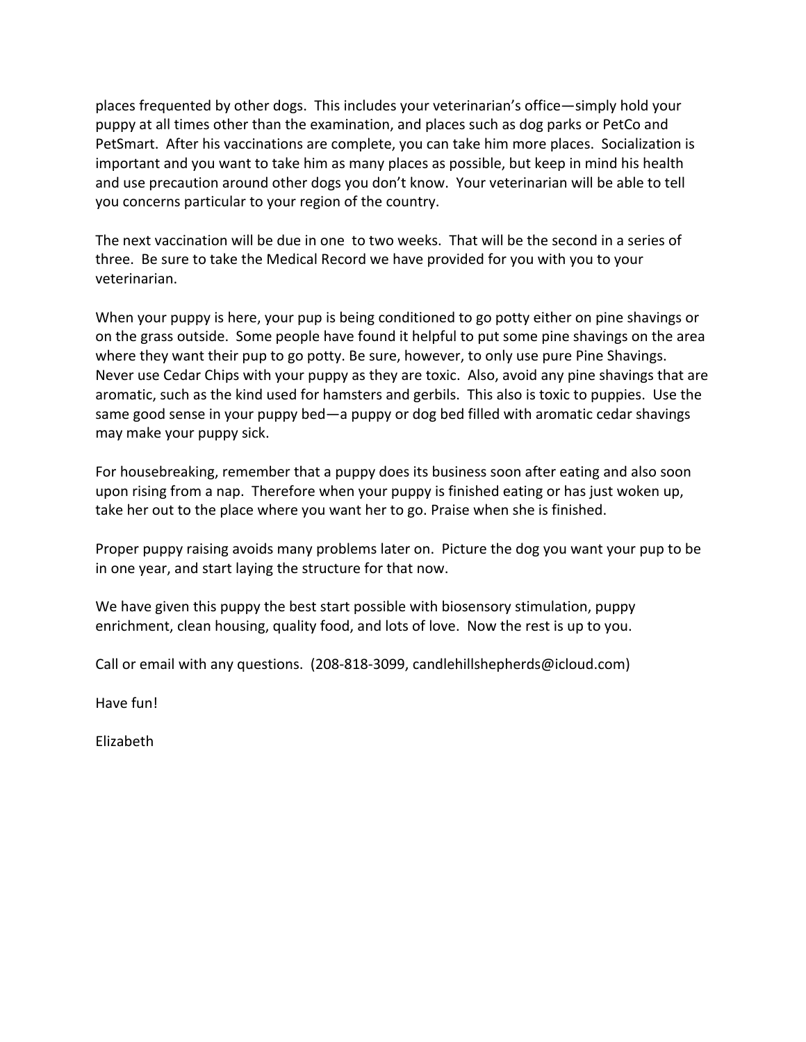places frequented by other dogs. This includes your veterinarian's office—simply hold your puppy at all times other than the examination, and places such as dog parks or PetCo and PetSmart. After his vaccinations are complete, you can take him more places. Socialization is important and you want to take him as many places as possible, but keep in mind his health and use precaution around other dogs you don't know. Your veterinarian will be able to tell you concerns particular to your region of the country.

The next vaccination will be due in one to two weeks. That will be the second in a series of three. Be sure to take the Medical Record we have provided for you with you to your veterinarian.

When your puppy is here, your pup is being conditioned to go potty either on pine shavings or on the grass outside. Some people have found it helpful to put some pine shavings on the area where they want their pup to go potty. Be sure, however, to only use pure Pine Shavings. Never use Cedar Chips with your puppy as they are toxic. Also, avoid any pine shavings that are aromatic, such as the kind used for hamsters and gerbils. This also is toxic to puppies. Use the same good sense in your puppy bed—a puppy or dog bed filled with aromatic cedar shavings may make your puppy sick.

For housebreaking, remember that a puppy does its business soon after eating and also soon upon rising from a nap. Therefore when your puppy is finished eating or has just woken up, take her out to the place where you want her to go. Praise when she is finished.

Proper puppy raising avoids many problems later on. Picture the dog you want your pup to be in one year, and start laying the structure for that now.

We have given this puppy the best start possible with biosensory stimulation, puppy enrichment, clean housing, quality food, and lots of love. Now the rest is up to you.

Call or email with any questions. (208-818-3099, candlehillshepherds@icloud.com)

Have fun!

Elizabeth